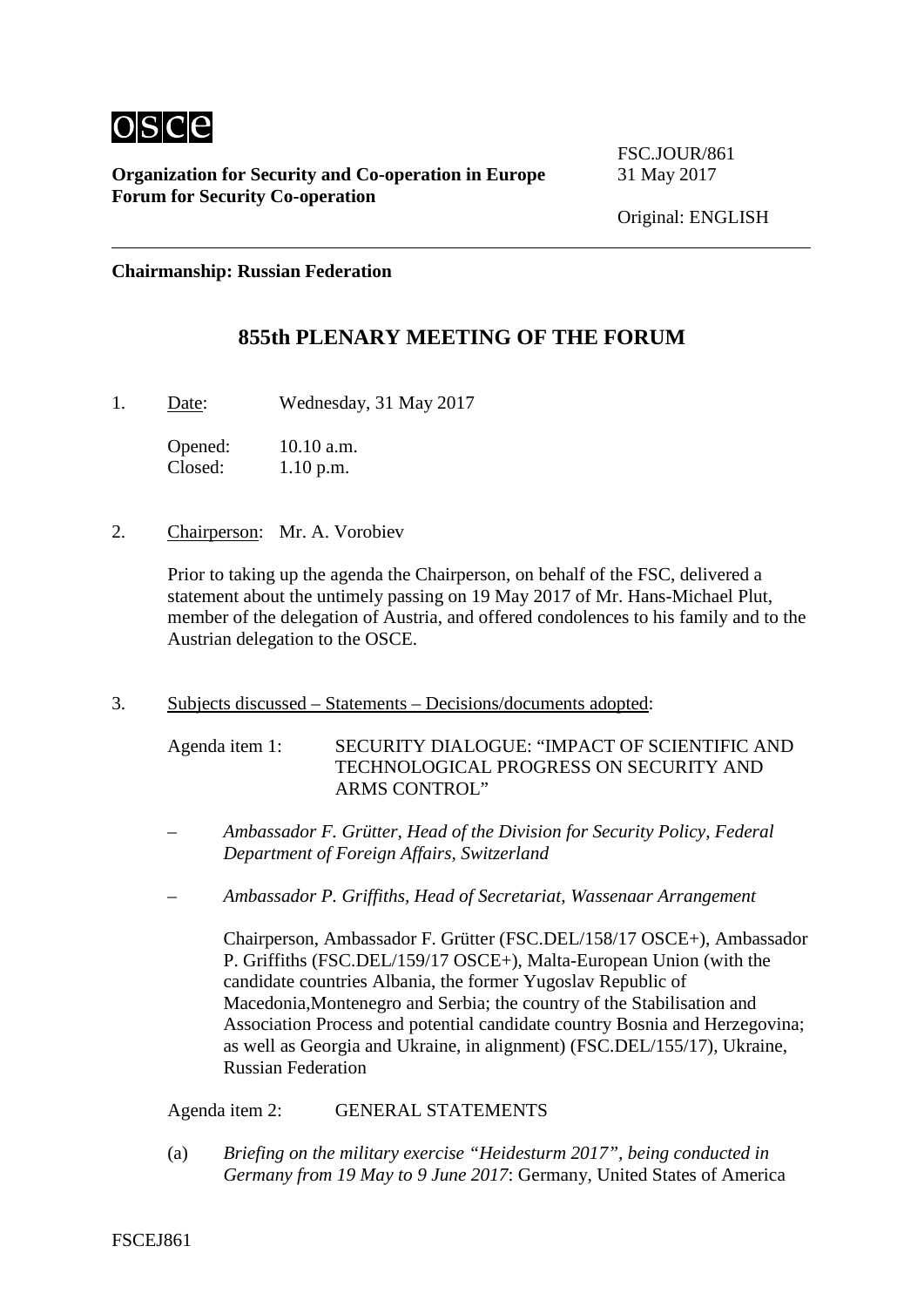osce

**Organization for Security and Co-operation in Europe**
**Forum for Security Co-operation**

FSC.JOUR/861
31 May 2017

Original: ENGLISH

**Chairmanship: Russian Federation**

# 855th PLENARY MEETING OF THE FORUM

1. Date: Wednesday, 31 May 2017

   Opened: 10.10 a.m.
   Closed: 1.10 p.m.

2. Chairperson: Mr. A. Vorobiev

   Prior to taking up the agenda the Chairperson, on behalf of the FSC, delivered a statement about the untimely passing on 19 May 2017 of Mr. Hans-Michael Plut, member of the delegation of Austria, and offered condolences to his family and to the Austrian delegation to the OSCE.

3. Subjects discussed – Statements – Decisions/documents adopted:

   Agenda item 1: SECURITY DIALOGUE: "IMPACT OF SCIENTIFIC AND TECHNOLOGICAL PROGRESS ON SECURITY AND ARMS CONTROL"

   – *Ambassador F. Grütter, Head of the Division for Security Policy, Federal Department of Foreign Affairs, Switzerland*

   – *Ambassador P. Griffiths, Head of Secretariat, Wassenaar Arrangement*

   Chairperson, Ambassador F. Grütter (FSC.DEL/158/17 OSCE+), Ambassador P. Griffiths (FSC.DEL/159/17 OSCE+), Malta-European Union (with the candidate countries Albania, the former Yugoslav Republic of Macedonia,Montenegro and Serbia; the country of the Stabilisation and Association Process and potential candidate country Bosnia and Herzegovina; as well as Georgia and Ukraine, in alignment) (FSC.DEL/155/17), Ukraine, Russian Federation

   Agenda item 2: GENERAL STATEMENTS

   (a) *Briefing on the military exercise "Heidesturm 2017", being conducted in Germany from 19 May to 9 June 2017*: Germany, United States of America

FSCEJ861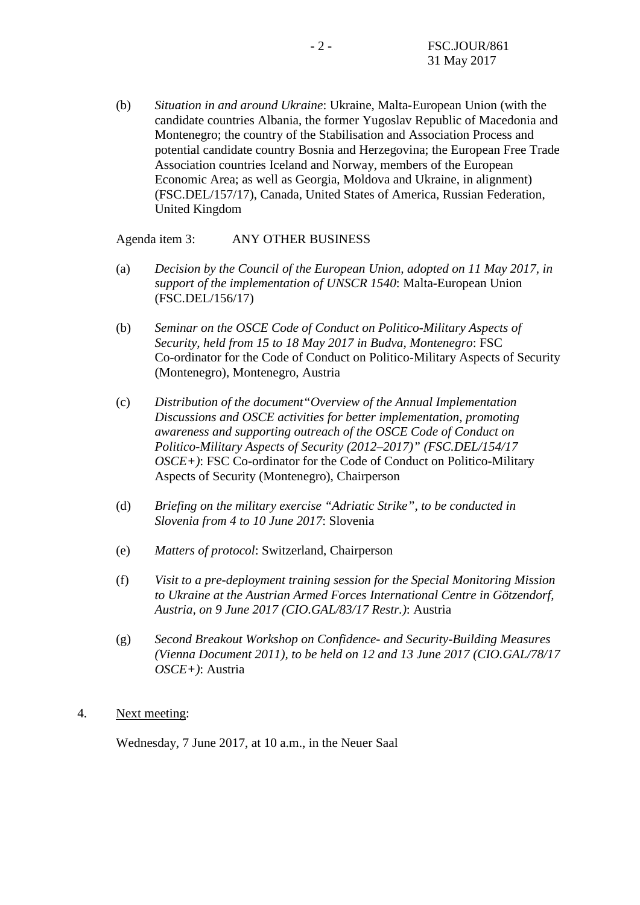(b) *Situation in and around Ukraine*: Ukraine, Malta-European Union (with the candidate countries Albania, the former Yugoslav Republic of Macedonia and Montenegro; the country of the Stabilisation and Association Process and potential candidate country Bosnia and Herzegovina; the European Free Trade Association countries Iceland and Norway, members of the European Economic Area; as well as Georgia, Moldova and Ukraine, in alignment) (FSC.DEL/157/17), Canada, United States of America, Russian Federation, United Kingdom

Agenda item 3: ANY OTHER BUSINESS

(a) *Decision by the Council of the European Union, adopted on 11 May 2017, in support of the implementation of UNSCR 1540*: Malta-European Union (FSC.DEL/156/17)

(b) *Seminar on the OSCE Code of Conduct on Politico-Military Aspects of Security, held from 15 to 18 May 2017 in Budva, Montenegro*: FSC Co-ordinator for the Code of Conduct on Politico-Military Aspects of Security (Montenegro), Montenegro, Austria

(c) *Distribution of the document"Overview of the Annual Implementation Discussions and OSCE activities for better implementation, promoting awareness and supporting outreach of the OSCE Code of Conduct on Politico-Military Aspects of Security (2012–2017)" (FSC.DEL/154/17 OSCE+)*: FSC Co-ordinator for the Code of Conduct on Politico-Military Aspects of Security (Montenegro), Chairperson

(d) *Briefing on the military exercise "Adriatic Strike", to be conducted in Slovenia from 4 to 10 June 2017*: Slovenia

(e) *Matters of protocol*: Switzerland, Chairperson

(f) *Visit to a pre-deployment training session for the Special Monitoring Mission to Ukraine at the Austrian Armed Forces International Centre in Götzendorf, Austria, on 9 June 2017 (CIO.GAL/83/17 Restr.)*: Austria

(g) *Second Breakout Workshop on Confidence- and Security-Building Measures (Vienna Document 2011), to be held on 12 and 13 June 2017 (CIO.GAL/78/17 OSCE+)*: Austria

4. Next meeting:

Wednesday, 7 June 2017, at 10 a.m., in the Neuer Saal